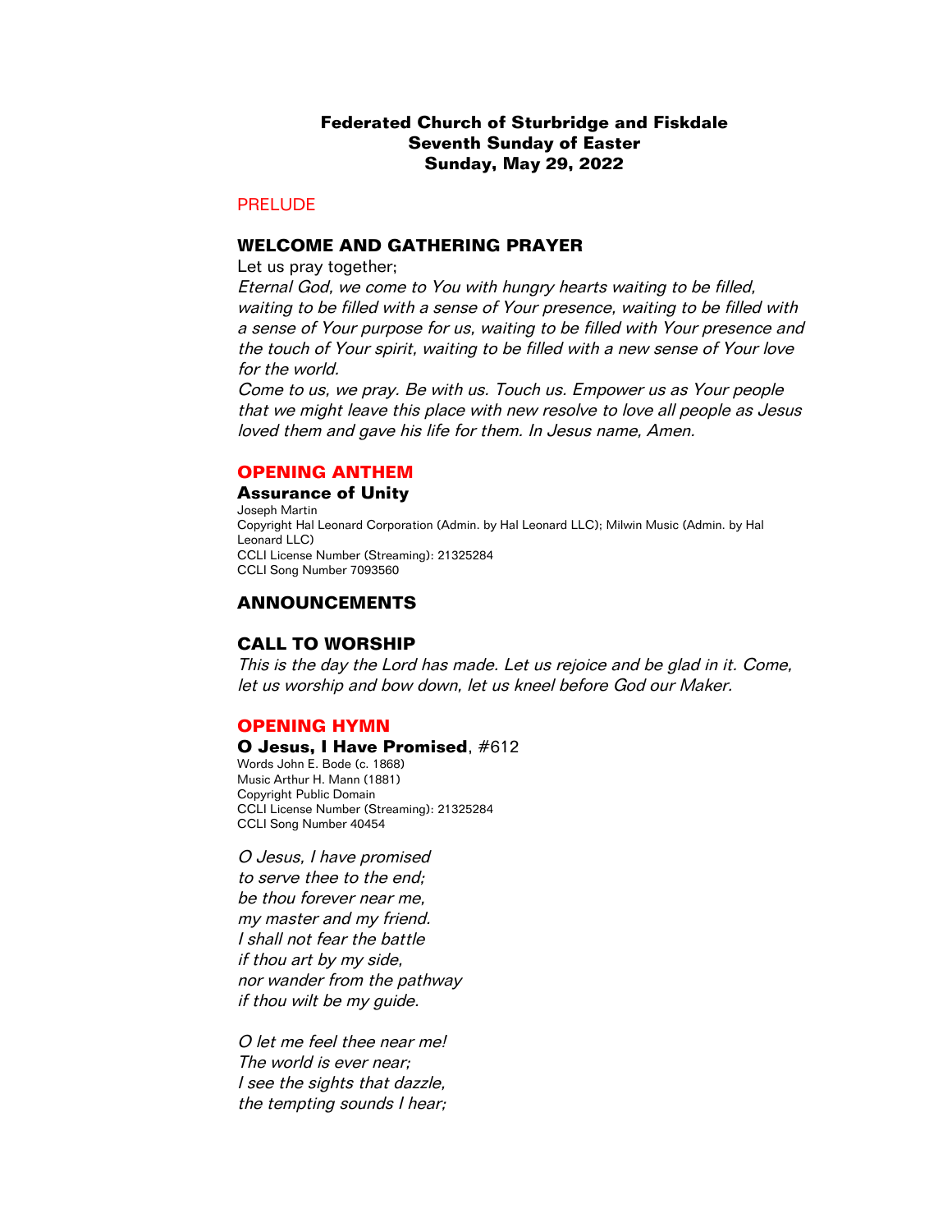**Federated Church of Sturbridge and Fiskdale**
**Seventh Sunday of Easter**
**Sunday, May 29, 2022**

PRELUDE

## WELCOME AND GATHERING PRAYER

Let us pray together;

*Eternal God, we come to You with hungry hearts waiting to be filled, waiting to be filled with a sense of Your presence, waiting to be filled with a sense of Your purpose for us, waiting to be filled with Your presence and the touch of Your spirit, waiting to be filled with a new sense of Your love for the world.*

*Come to us, we pray. Be with us. Touch us. Empower us as Your people that we might leave this place with new resolve to love all people as Jesus loved them and gave his life for them. In Jesus name, Amen.*

## OPENING ANTHEM

**Assurance of Unity**

Joseph Martin
Copyright Hal Leonard Corporation (Admin. by Hal Leonard LLC); Milwin Music (Admin. by Hal Leonard LLC)
CCLI License Number (Streaming): 21325284
CCLI Song Number 7093560

## ANNOUNCEMENTS

## CALL TO WORSHIP

*This is the day the Lord has made. Let us rejoice and be glad in it. Come, let us worship and bow down, let us kneel before God our Maker.*

## OPENING HYMN

**O Jesus, I Have Promised**, #612

Words John E. Bode (c. 1868)
Music Arthur H. Mann (1881)
Copyright Public Domain
CCLI License Number (Streaming): 21325284
CCLI Song Number 40454

*O Jesus, I have promised*
*to serve thee to the end;*
*be thou forever near me,*
*my master and my friend.*
*I shall not fear the battle*
*if thou art by my side,*
*nor wander from the pathway*
*if thou wilt be my guide.*

*O let me feel thee near me!*
*The world is ever near;*
*I see the sights that dazzle,*
*the tempting sounds I hear;*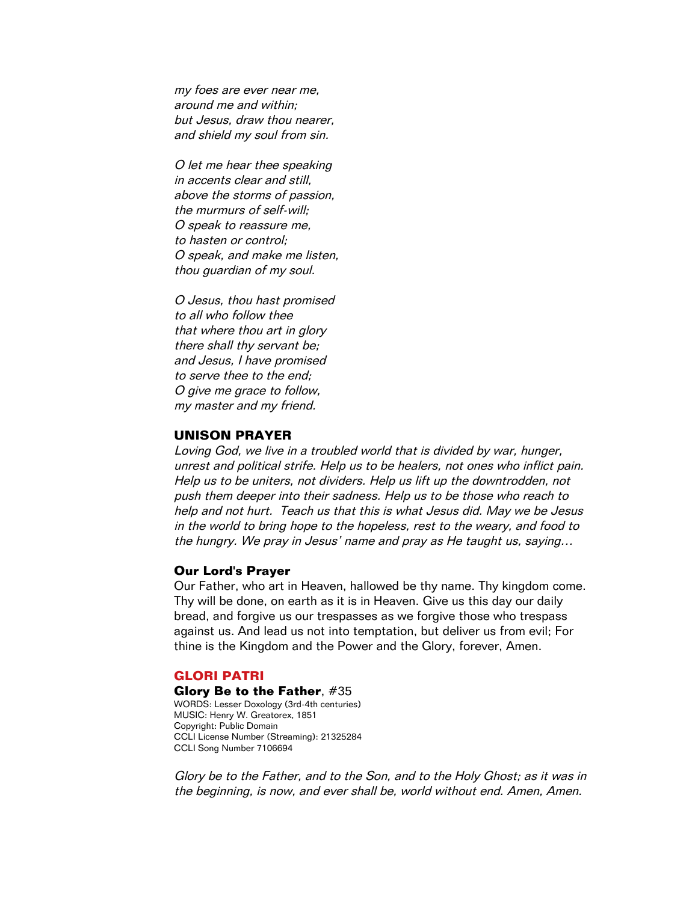*my foes are ever near me,*
*around me and within;*
*but Jesus, draw thou nearer,*
*and shield my soul from sin.*

*O let me hear thee speaking*
*in accents clear and still,*
*above the storms of passion,*
*the murmurs of self-will;*
*O speak to reassure me,*
*to hasten or control;*
*O speak, and make me listen,*
*thou guardian of my soul.*

*O Jesus, thou hast promised*
*to all who follow thee*
*that where thou art in glory*
*there shall thy servant be;*
*and Jesus, I have promised*
*to serve thee to the end;*
*O give me grace to follow,*
*my master and my friend.*

## UNISON PRAYER

*Loving God, we live in a troubled world that is divided by war, hunger, unrest and political strife. Help us to be healers, not ones who inflict pain. Help us to be uniters, not dividers. Help us lift up the downtrodden, not push them deeper into their sadness. Help us to be those who reach to help and not hurt. Teach us that this is what Jesus did. May we be Jesus in the world to bring hope to the hopeless, rest to the weary, and food to the hungry. We pray in Jesus' name and pray as He taught us, saying…*

### Our Lord's Prayer

Our Father, who art in Heaven, hallowed be thy name. Thy kingdom come. Thy will be done, on earth as it is in Heaven. Give us this day our daily bread, and forgive us our trespasses as we forgive those who trespass against us. And lead us not into temptation, but deliver us from evil; For thine is the Kingdom and the Power and the Glory, forever, Amen.

## GLORI PATRI

**Glory Be to the Father**, #35
WORDS: Lesser Doxology (3rd-4th centuries)
MUSIC: Henry W. Greatorex, 1851
Copyright: Public Domain
CCLI License Number (Streaming): 21325284
CCLI Song Number 7106694

*Glory be to the Father, and to the Son, and to the Holy Ghost; as it was in the beginning, is now, and ever shall be, world without end. Amen, Amen.*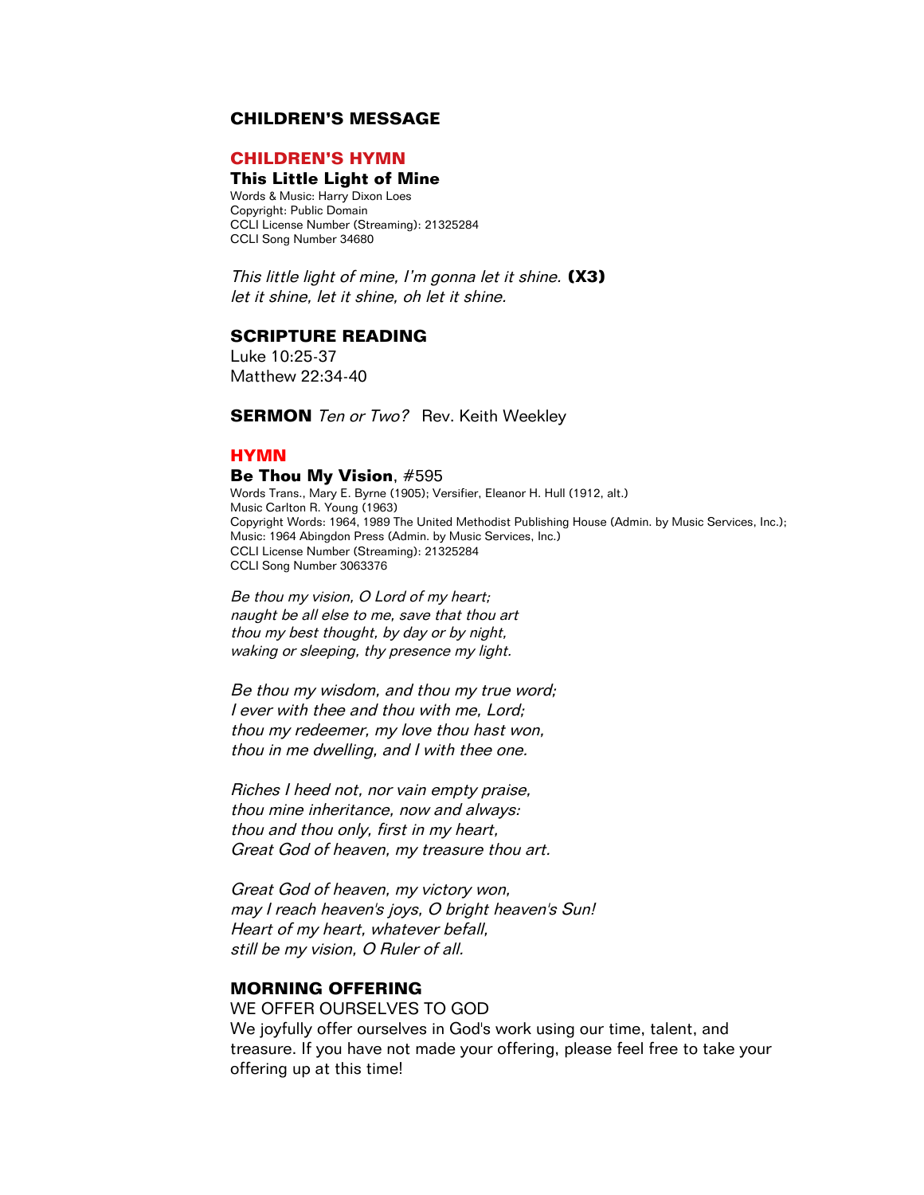## CHILDREN'S MESSAGE

## CHILDREN'S HYMN

### This Little Light of Mine

Words & Music: Harry Dixon Loes
Copyright: Public Domain
CCLI License Number (Streaming): 21325284
CCLI Song Number 34680

*This little light of mine, I'm gonna let it shine.* **(X3)**
*let it shine, let it shine, oh let it shine.*

## SCRIPTURE READING

Luke 10:25-37
Matthew 22:34-40

**SERMON** *Ten or Two?* Rev. Keith Weekley

## HYMN

**Be Thou My Vision**, #595

Words Trans., Mary E. Byrne (1905); Versifier, Eleanor H. Hull (1912, alt.)
Music Carlton R. Young (1963)
Copyright Words: 1964, 1989 The United Methodist Publishing House (Admin. by Music Services, Inc.);
Music: 1964 Abingdon Press (Admin. by Music Services, Inc.)
CCLI License Number (Streaming): 21325284
CCLI Song Number 3063376

*Be thou my vision, O Lord of my heart;*
*naught be all else to me, save that thou art*
*thou my best thought, by day or by night,*
*waking or sleeping, thy presence my light.*

*Be thou my wisdom, and thou my true word;*
*I ever with thee and thou with me, Lord;*
*thou my redeemer, my love thou hast won,*
*thou in me dwelling, and I with thee one.*

*Riches I heed not, nor vain empty praise,*
*thou mine inheritance, now and always:*
*thou and thou only, first in my heart,*
*Great God of heaven, my treasure thou art.*

*Great God of heaven, my victory won,*
*may I reach heaven's joys, O bright heaven's Sun!*
*Heart of my heart, whatever befall,*
*still be my vision, O Ruler of all.*

## MORNING OFFERING

WE OFFER OURSELVES TO GOD
We joyfully offer ourselves in God's work using our time, talent, and treasure. If you have not made your offering, please feel free to take your offering up at this time!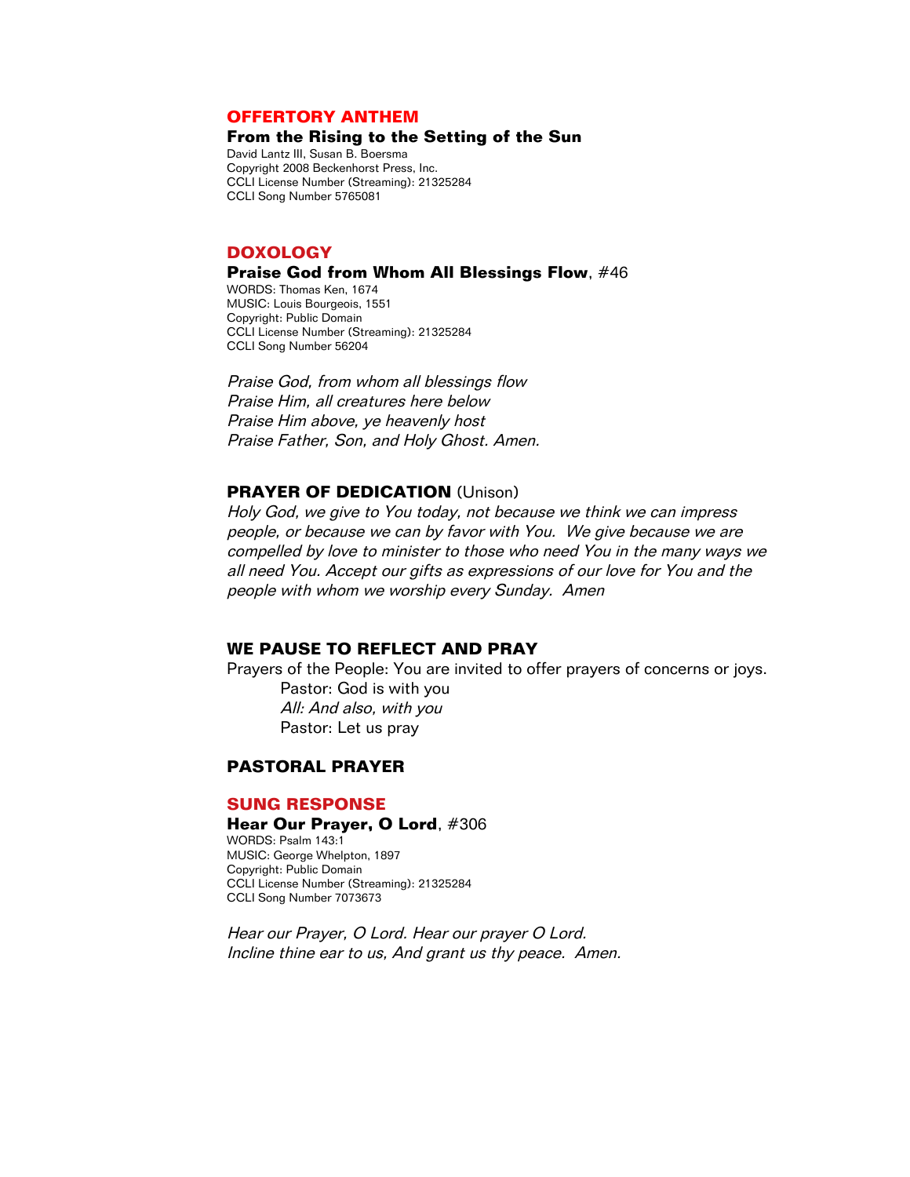## OFFERTORY ANTHEM

**From the Rising to the Setting of the Sun**

David Lantz III, Susan B. Boersma
Copyright 2008 Beckenhorst Press, Inc.
CCLI License Number (Streaming): 21325284
CCLI Song Number 5765081

## DOXOLOGY

**Praise God from Whom All Blessings Flow**, #46

WORDS: Thomas Ken, 1674
MUSIC: Louis Bourgeois, 1551
Copyright: Public Domain
CCLI License Number (Streaming): 21325284
CCLI Song Number 56204

*Praise God, from whom all blessings flow*
*Praise Him, all creatures here below*
*Praise Him above, ye heavenly host*
*Praise Father, Son, and Holy Ghost. Amen.*

## PRAYER OF DEDICATION (Unison)

*Holy God, we give to You today, not because we think we can impress people, or because we can by favor with You. We give because we are compelled by love to minister to those who need You in the many ways we all need You. Accept our gifts as expressions of our love for You and the people with whom we worship every Sunday. Amen*

## WE PAUSE TO REFLECT AND PRAY

Prayers of the People: You are invited to offer prayers of concerns or joys.

Pastor: God is with you
*All: And also, with you*
Pastor: Let us pray

## PASTORAL PRAYER

## SUNG RESPONSE

**Hear Our Prayer, O Lord**, #306

WORDS: Psalm 143:1
MUSIC: George Whelpton, 1897
Copyright: Public Domain
CCLI License Number (Streaming): 21325284
CCLI Song Number 7073673

*Hear our Prayer, O Lord. Hear our prayer O Lord.*
*Incline thine ear to us, And grant us thy peace. Amen.*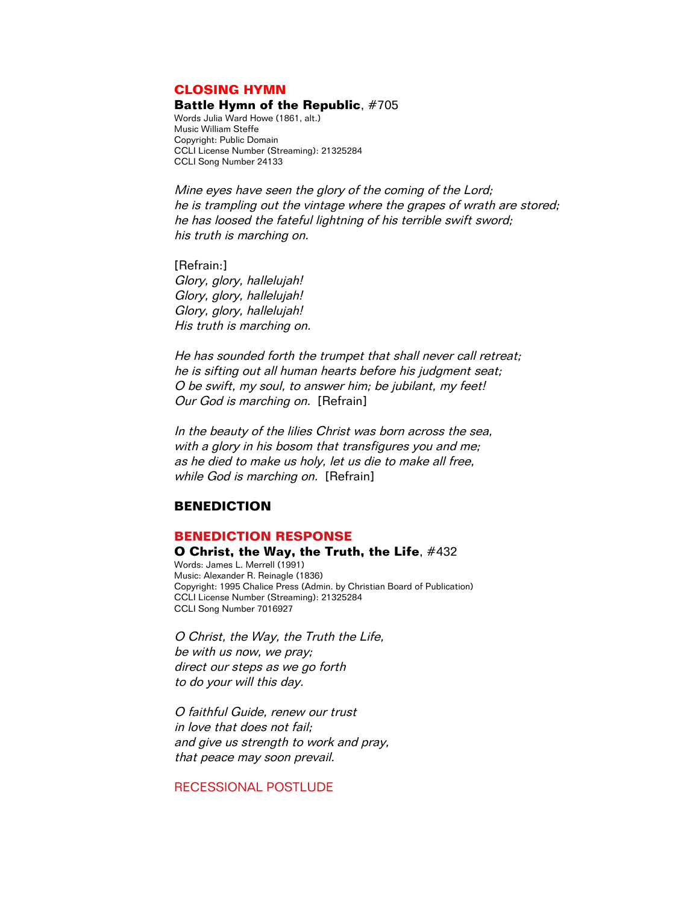## CLOSING HYMN

**Battle Hymn of the Republic**, #705
Words Julia Ward Howe (1861, alt.)
Music William Steffe
Copyright: Public Domain
CCLI License Number (Streaming): 21325284
CCLI Song Number 24133

*Mine eyes have seen the glory of the coming of the Lord;*
*he is trampling out the vintage where the grapes of wrath are stored;*
*he has loosed the fateful lightning of his terrible swift sword;*
*his truth is marching on.*

[Refrain:]
*Glory, glory, hallelujah!*
*Glory, glory, hallelujah!*
*Glory, glory, hallelujah!*
*His truth is marching on.*

*He has sounded forth the trumpet that shall never call retreat;*
*he is sifting out all human hearts before his judgment seat;*
*O be swift, my soul, to answer him; be jubilant, my feet!*
*Our God is marching on.* [Refrain]

*In the beauty of the lilies Christ was born across the sea,*
*with a glory in his bosom that transfigures you and me;*
*as he died to make us holy, let us die to make all free,*
*while God is marching on.* [Refrain]

## BENEDICTION

## BENEDICTION RESPONSE

**O Christ, the Way, the Truth, the Life**, #432
Words: James L. Merrell (1991)
Music: Alexander R. Reinagle (1836)
Copyright: 1995 Chalice Press (Admin. by Christian Board of Publication)
CCLI License Number (Streaming): 21325284
CCLI Song Number 7016927

*O Christ, the Way, the Truth the Life,*
*be with us now, we pray;*
*direct our steps as we go forth*
*to do your will this day.*

*O faithful Guide, renew our trust*
*in love that does not fail;*
*and give us strength to work and pray,*
*that peace may soon prevail.*

RECESSIONAL POSTLUDE